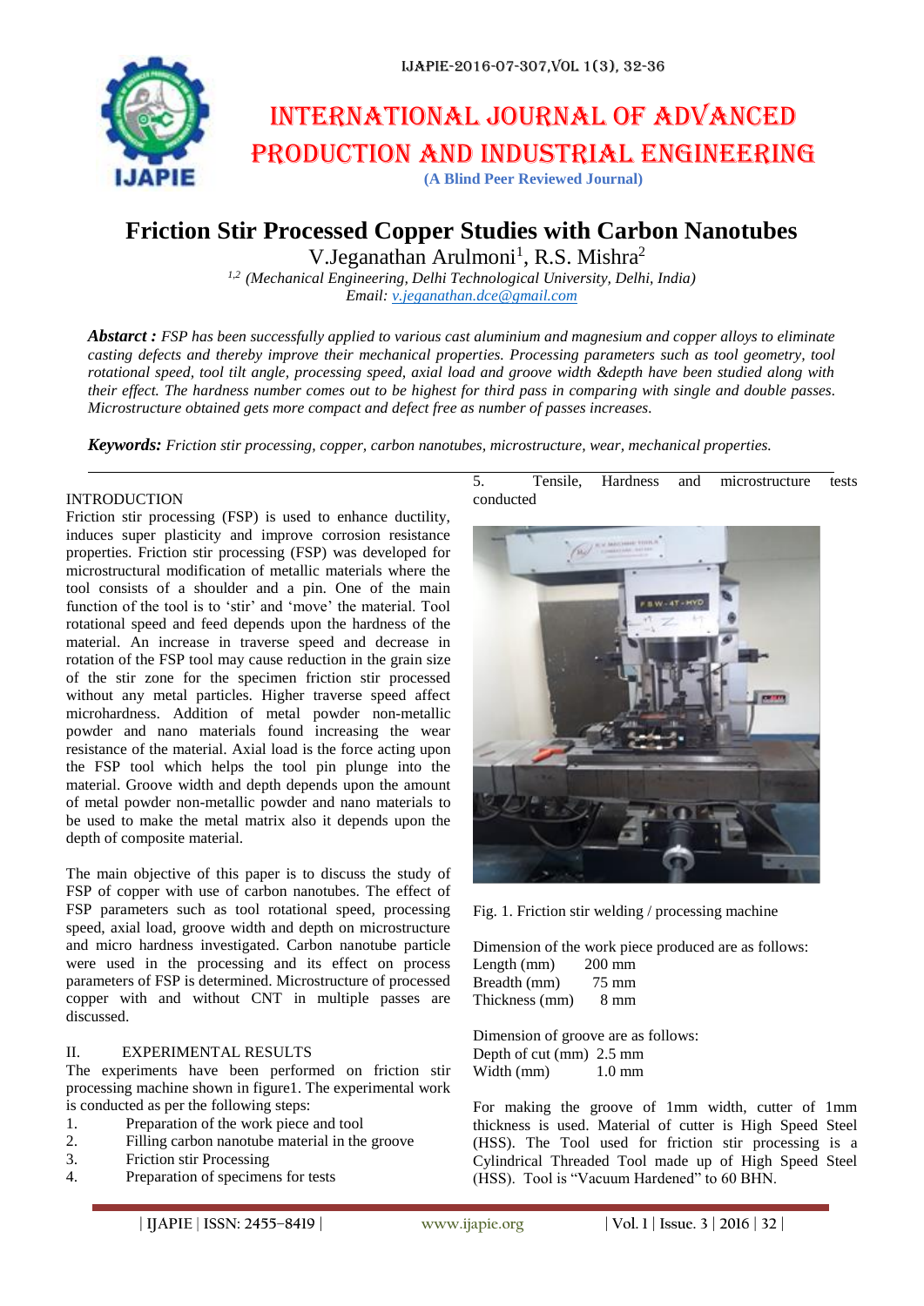# INTERNATIONAL JOURNAL OF ADVANCED PRODUCTION AND INDUSTRIAL ENGINEERING

**(A Blind Peer Reviewed Journal)**

# Friction Stir Processed Copper Studies with Carbon Nanotubes

V.Jeganathan Arulmoni[1], R.S. Mishra[2]

*[1,2] (Mechanical Engineering, Delhi Technological University, Delhi, India)*
*Email: v.jeganathan.dce@gmail.com*

***Abstract :*** *FSP has been successfully applied to various cast aluminium and magnesium and copper alloys to eliminate casting defects and thereby improve their mechanical properties. Processing parameters such as tool geometry, tool rotational speed, tool tilt angle, processing speed, axial load and groove width &depth have been studied along with their effect. The hardness number comes out to be highest for third pass in comparing with single and double passes. Microstructure obtained gets more compact and defect free as number of passes increases.*

***Keywords:*** *Friction stir processing, copper, carbon nanotubes, microstructure, wear, mechanical properties.*

## INTRODUCTION

Friction stir processing (FSP) is used to enhance ductility, induces super plasticity and improve corrosion resistance properties. Friction stir processing (FSP) was developed for microstructural modification of metallic materials where the tool consists of a shoulder and a pin. One of the main function of the tool is to 'stir' and 'move' the material. Tool rotational speed and feed depends upon the hardness of the material. An increase in traverse speed and decrease in rotation of the FSP tool may cause reduction in the grain size of the stir zone for the specimen friction stir processed without any metal particles. Higher traverse speed affect microhardness. Addition of metal powder non-metallic powder and nano materials found increasing the wear resistance of the material. Axial load is the force acting upon the FSP tool which helps the tool pin plunge into the material. Groove width and depth depends upon the amount of metal powder non-metallic powder and nano materials to be used to make the metal matrix also it depends upon the depth of composite material.

The main objective of this paper is to discuss the study of FSP of copper with use of carbon nanotubes. The effect of FSP parameters such as tool rotational speed, processing speed, axial load, groove width and depth on microstructure and micro hardness investigated. Carbon nanotube particle were used in the processing and its effect on process parameters of FSP is determined. Microstructure of processed copper with and without CNT in multiple passes are discussed.

## II. EXPERIMENTAL RESULTS

The experiments have been performed on friction stir processing machine shown in figure1. The experimental work is conducted as per the following steps:

1. Preparation of the work piece and tool
2. Filling carbon nanotube material in the groove
3. Friction stir Processing
4. Preparation of specimens for tests
5. Tensile, Hardness and microstructure tests conducted

Fig. 1. Friction stir welding / processing machine

Dimension of the work piece produced are as follows:

Length (mm) 200 mm
Breadth (mm) 75 mm
Thickness (mm) 8 mm

Dimension of groove are as follows:

Depth of cut (mm) 2.5 mm
Width (mm) 1.0 mm

For making the groove of 1mm width, cutter of 1mm thickness is used. Material of cutter is High Speed Steel (HSS). The Tool used for friction stir processing is a Cylindrical Threaded Tool made up of High Speed Steel (HSS). Tool is "Vacuum Hardened" to 60 BHN.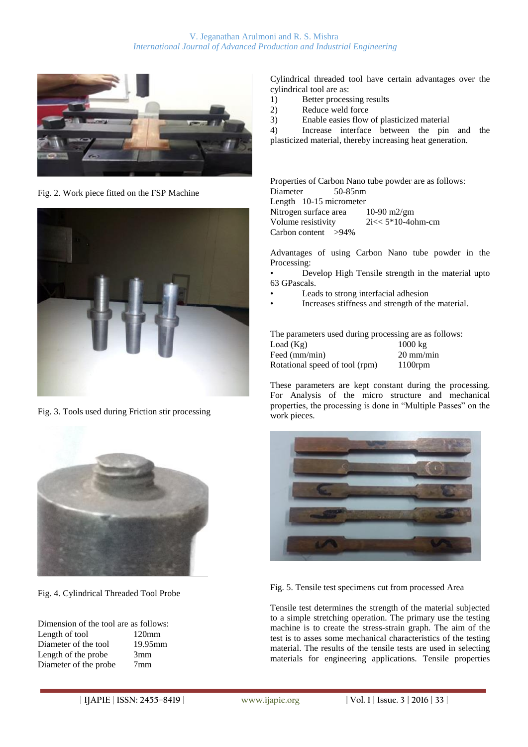Fig. 2. Work piece fitted on the FSP Machine

Fig. 3. Tools used during Friction stir processing

Fig. 4. Cylindrical Threaded Tool Probe

Dimension of the tool are as follows:

| | |
|---|---|
| Length of tool | 120mm |
| Diameter of the tool | 19.95mm |
| Length of the probe | 3mm |
| Diameter of the probe | 7mm |

Cylindrical threaded tool have certain advantages over the cylindrical tool are as:

1) Better processing results
2) Reduce weld force
3) Enable easies flow of plasticized material
4) Increase interface between the pin and the plasticized material, thereby increasing heat generation.

Properties of Carbon Nano tube powder are as follows:

| | |
|---|---|
| Diameter | 50-85nm |
| Length | 10-15 micrometer |
| Nitrogen surface area | 10-90 m2/gm |
| Volume resistivity | 2i<< 5*10-4ohm-cm |
| Carbon content | >94% |

Advantages of using Carbon Nano tube powder in the Processing:

- Develop High Tensile strength in the material upto 63 GPascals.
- Leads to strong interfacial adhesion
- Increases stiffness and strength of the material.

The parameters used during processing are as follows:

| | |
|---|---|
| Load (Kg) | 1000 kg |
| Feed (mm/min) | 20 mm/min |
| Rotational speed of tool (rpm) | 1100rpm |

These parameters are kept constant during the processing. For Analysis of the micro structure and mechanical properties, the processing is done in “Multiple Passes” on the work pieces.

Fig. 5. Tensile test specimens cut from processed Area

Tensile test determines the strength of the material subjected to a simple stretching operation. The primary use the testing machine is to create the stress-strain graph. The aim of the test is to asses some mechanical characteristics of the testing material. The results of the tensile tests are used in selecting materials for engineering applications. Tensile properties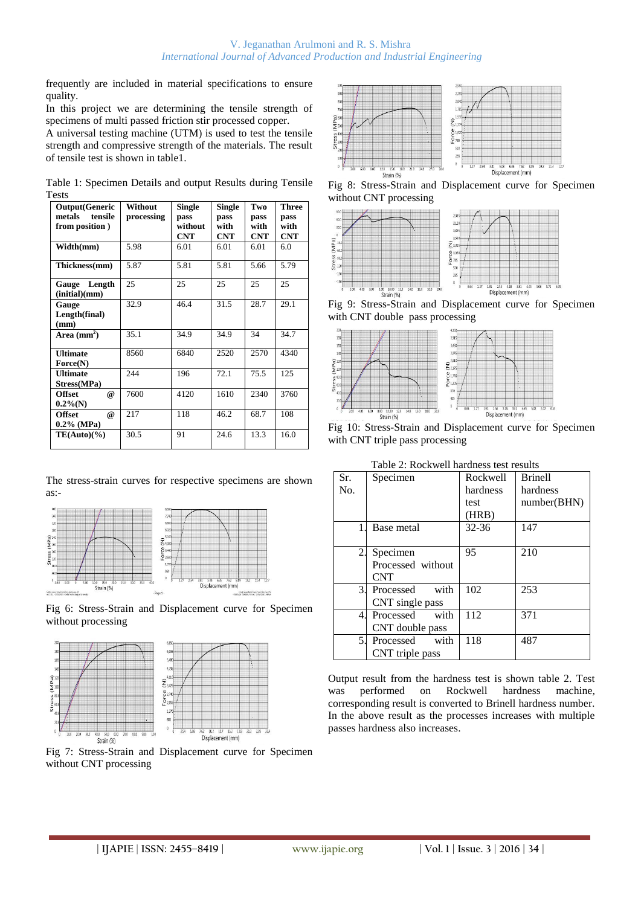frequently are included in material specifications to ensure quality.

In this project we are determining the tensile strength of specimens of multi passed friction stir processed copper.

A universal testing machine (UTM) is used to test the tensile strength and compressive strength of the materials. The result of tensile test is shown in table1.

Table 1: Specimen Details and output Results during Tensile Tests

| Output(Generic metals tensile from position ) | Without processing | Single pass without CNT | Single pass with CNT | Two pass with CNT | Three pass with CNT |
|---|---|---|---|---|---|
| Width(mm) | 5.98 | 6.01 | 6.01 | 6.01 | 6.0 |
| Thickness(mm) | 5.87 | 5.81 | 5.81 | 5.66 | 5.79 |
| Gauge Length (initial)(mm) | 25 | 25 | 25 | 25 | 25 |
| Gauge Length(final) (mm) | 32.9 | 46.4 | 31.5 | 28.7 | 29.1 |
| Area ($mm^2$) | 35.1 | 34.9 | 34.9 | 34 | 34.7 |
| Ultimate Force(N) | 8560 | 6840 | 2520 | 2570 | 4340 |
| Ultimate Stress(MPa) | 244 | 196 | 72.1 | 75.5 | 125 |
| Offset @ 0.2%(N) | 7600 | 4120 | 1610 | 2340 | 3760 |
| Offset @ 0.2% (MPa) | 217 | 118 | 46.2 | 68.7 | 108 |
| TE(Auto)(%) | 30.5 | 91 | 24.6 | 13.3 | 16.0 |

The stress-strain curves for respective specimens are shown as:-

Fig 6: Stress-Strain and Displacement curve for Specimen without processing

Fig 7: Stress-Strain and Displacement curve for Specimen without CNT processing

Fig 8: Stress-Strain and Displacement curve for Specimen without CNT processing

Fig 9: Stress-Strain and Displacement curve for Specimen with CNT double pass processing

Fig 10: Stress-Strain and Displacement curve for Specimen with CNT triple pass processing

Table 2: Rockwell hardness test results

| Sr. No. | Specimen | Rockwell hardness test (HRB) | Brinell hardness number(BHN) |
|---|---|---|---|
| 1. | Base metal | 32-36 | 147 |
| 2. | Specimen Processed without CNT | 95 | 210 |
| 3. | Processed with CNT single pass | 102 | 253 |
| 4. | Processed with CNT double pass | 112 | 371 |
| 5. | Processed with CNT triple pass | 118 | 487 |

Output result from the hardness test is shown table 2. Test was performed on Rockwell hardness machine, corresponding result is converted to Brinell hardness number. In the above result as the processes increases with multiple passes hardness also increases.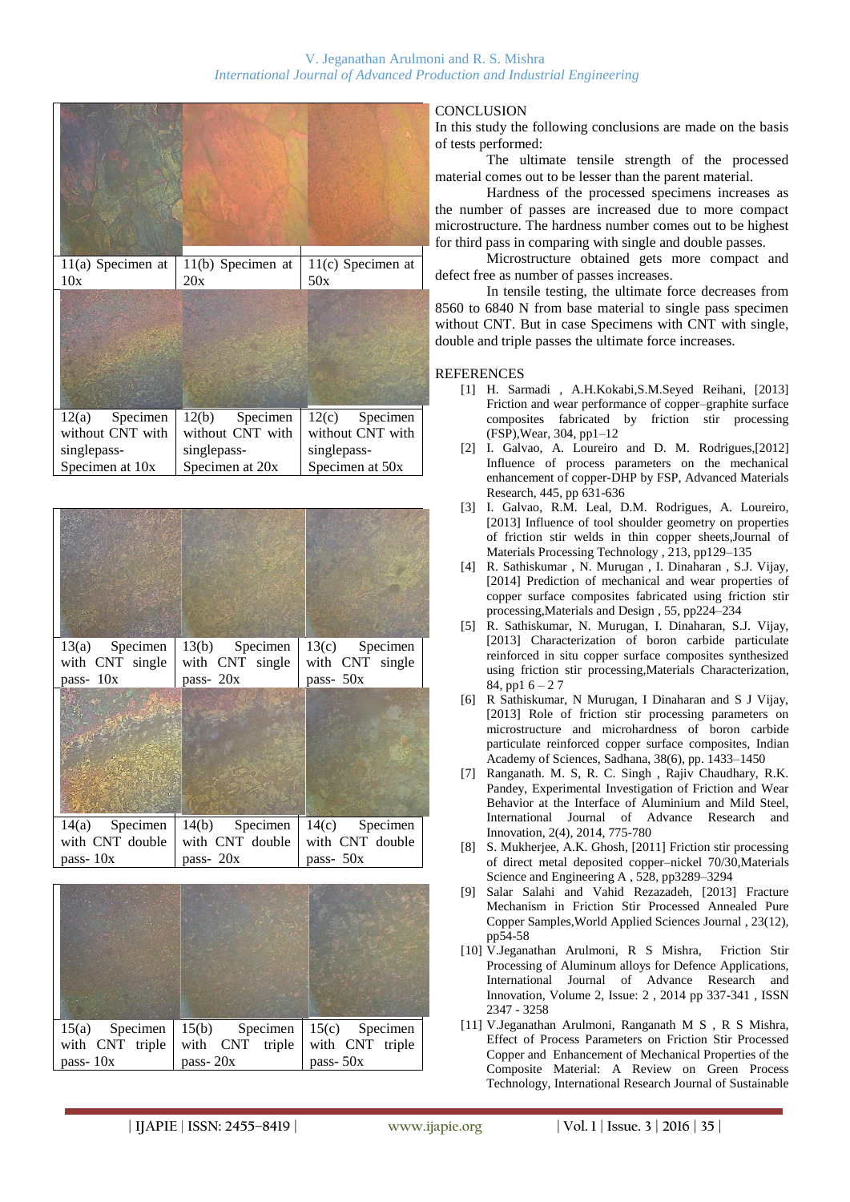| 11(a) Specimen at 10x | 11(b) Specimen at 20x | 11(c) Specimen at 50x |
|---|---|---|
| 12(a) Specimen without CNT with singlepass-Specimen at 10x | 12(b) Specimen without CNT with singlepass-Specimen at 20x | 12(c) Specimen without CNT with singlepass-Specimen at 50x |

| 13(a) Specimen with CNT single pass- 10x | 13(b) Specimen with CNT single pass- 20x | 13(c) Specimen with CNT single pass- 50x |
|---|---|---|
| 14(a) Specimen with CNT double pass- 10x | 14(b) Specimen with CNT double pass- 20x | 14(c) Specimen with CNT double pass- 50x |

| 15(a) Specimen with CNT triple pass- 10x | 15(b) Specimen with CNT triple pass- 20x | 15(c) Specimen with CNT triple pass- 50x |
|---|---|---|

## CONCLUSION

In this study the following conclusions are made on the basis of tests performed:

The ultimate tensile strength of the processed material comes out to be lesser than the parent material.

Hardness of the processed specimens increases as the number of passes are increased due to more compact microstructure. The hardness number comes out to be highest for third pass in comparing with single and double passes.

Microstructure obtained gets more compact and defect free as number of passes increases.

In tensile testing, the ultimate force decreases from 8560 to 6840 N from base material to single pass specimen without CNT. But in case Specimens with CNT with single, double and triple passes the ultimate force increases.

## REFERENCES

[1] H. Sarmadi , A.H.Kokabi,S.M.Seyed Reihani, [2013] Friction and wear performance of copper–graphite surface composites fabricated by friction stir processing (FSP),Wear, 304, pp1–12

[2] I. Galvao, A. Loureiro and D. M. Rodrigues,[2012] Influence of process parameters on the mechanical enhancement of copper-DHP by FSP, Advanced Materials Research, 445, pp 631-636

[3] I. Galvao, R.M. Leal, D.M. Rodrigues, A. Loureiro, [2013] Influence of tool shoulder geometry on properties of friction stir welds in thin copper sheets,Journal of Materials Processing Technology , 213, pp129–135

[4] R. Sathiskumar , N. Murugan , I. Dinaharan , S.J. Vijay, [2014] Prediction of mechanical and wear properties of copper surface composites fabricated using friction stir processing,Materials and Design , 55, pp224–234

[5] R. Sathiskumar, N. Murugan, I. Dinaharan, S.J. Vijay, [2013] Characterization of boron carbide particulate reinforced in situ copper surface composites synthesized using friction stir processing,Materials Characterization, 84, pp1 6 – 2 7

[6] R Sathiskumar, N Murugan, I Dinaharan and S J Vijay, [2013] Role of friction stir processing parameters on microstructure and microhardness of boron carbide particulate reinforced copper surface composites, Indian Academy of Sciences, Sadhana, 38(6), pp. 1433–1450

[7] Ranganath. M. S, R. C. Singh , Rajiv Chaudhary, R.K. Pandey, Experimental Investigation of Friction and Wear Behavior at the Interface of Aluminium and Mild Steel, International Journal of Advance Research and Innovation, 2(4), 2014, 775-780

[8] S. Mukherjee, A.K. Ghosh, [2011] Friction stir processing of direct metal deposited copper–nickel 70/30,Materials Science and Engineering A , 528, pp3289–3294

[9] Salar Salahi and Vahid Rezazadeh, [2013] Fracture Mechanism in Friction Stir Processed Annealed Pure Copper Samples,World Applied Sciences Journal , 23(12), pp54-58

[10] V.Jeganathan Arulmoni, R S Mishra, Friction Stir Processing of Aluminum alloys for Defence Applications, International Journal of Advance Research and Innovation, Volume 2, Issue: 2 , 2014 pp 337-341 , ISSN 2347 - 3258

[11] V.Jeganathan Arulmoni, Ranganath M S , R S Mishra, Effect of Process Parameters on Friction Stir Processed Copper and Enhancement of Mechanical Properties of the Composite Material: A Review on Green Process Technology, International Research Journal of Sustainable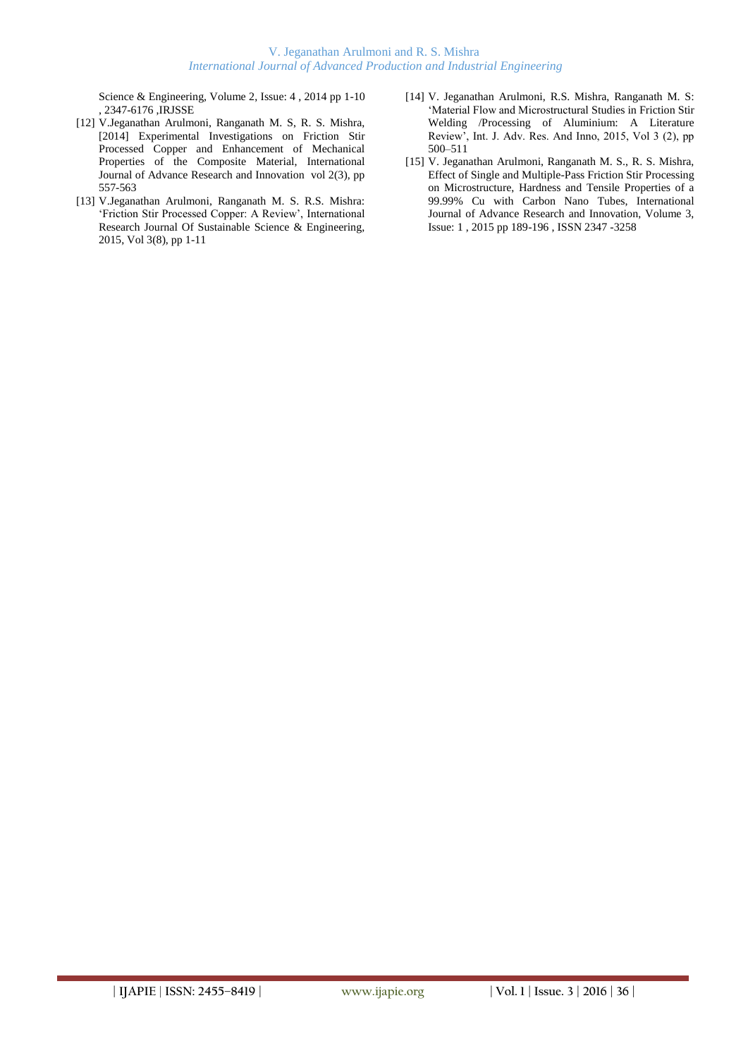Science & Engineering, Volume 2, Issue: 4 , 2014 pp 1-10 , 2347-6176 ,IRJSSE

[12] V.Jeganathan Arulmoni, Ranganath M. S, R. S. Mishra, [2014] Experimental Investigations on Friction Stir Processed Copper and Enhancement of Mechanical Properties of the Composite Material, International Journal of Advance Research and Innovation vol 2(3), pp 557-563

[13] V.Jeganathan Arulmoni, Ranganath M. S. R.S. Mishra: 'Friction Stir Processed Copper: A Review', International Research Journal Of Sustainable Science & Engineering, 2015, Vol 3(8), pp 1-11

[14] V. Jeganathan Arulmoni, R.S. Mishra, Ranganath M. S: 'Material Flow and Microstructural Studies in Friction Stir Welding /Processing of Aluminium: A Literature Review', Int. J. Adv. Res. And Inno, 2015, Vol 3 (2), pp 500–511

[15] V. Jeganathan Arulmoni, Ranganath M. S., R. S. Mishra, Effect of Single and Multiple-Pass Friction Stir Processing on Microstructure, Hardness and Tensile Properties of a 99.99% Cu with Carbon Nano Tubes, International Journal of Advance Research and Innovation, Volume 3, Issue: 1 , 2015 pp 189-196 , ISSN 2347 -3258